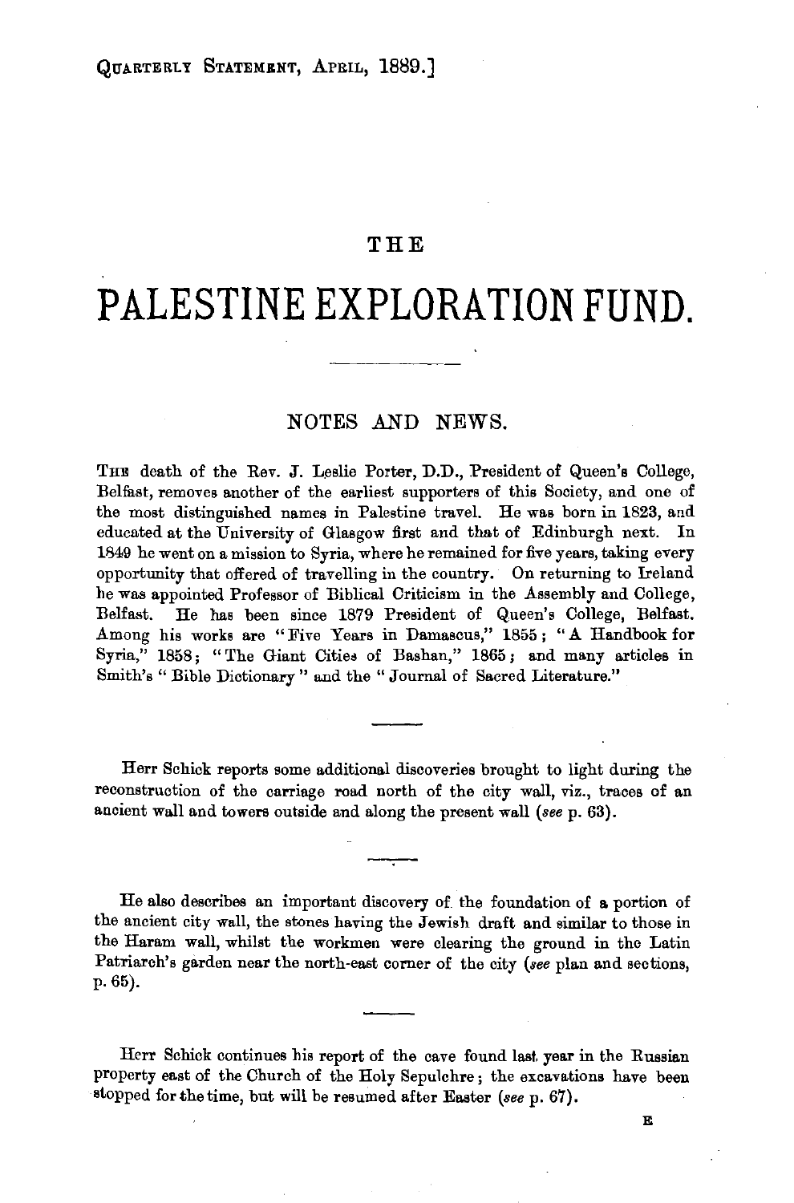# THE

# PALESTINE EXPLORATION FUND.

---

## NOTES AND NEWS.

THE death of the Rev. J. Leslie Porter, D.D., President of Queen's College, Belfast, removes another of the earliest supporters of this Society, and one of the most distinguished names in Palestine travel. He was born in 1823, and educated at the University of Glasgow first and that of Edinburgh next. In 1849 he went on a mission to Syria, where he remained for five years, taking every opportunity that offered of travelling in the country. On returning to Ireland he was appointed Professor of Biblical Criticism in the Assembly and College, Belfast. He has been since 1879 President of Queen's College, Belfast. Among his works are "Five Years in Damascus," 1855; "A Handbook for Syria," 1858; "The Giant Cities of Bashan," 1865; and many articles in Smith's "Bible Dictionary" and the "Journal of Sacred Literature."

---

Herr Schick reports some additional discoveries brought to light during the reconstruction of the carriage road north of the city wall, viz., traces of an ancient wall and towers outside and along the present wall (*see* p. 63).

---

He also describes an important discovery of the foundation of a portion of the ancient city wall, the stones having the Jewish draft and similar to those in the Haram wall, whilst the workmen were clearing the ground in the Latin Patriarch's garden near the north-east corner of the city (*see* plan and sections, p. 65).

---

Herr Schick continues his report of the cave found last year in the Russian property east of the Church of the Holy Sepulchre; the excavations have been stopped for the time, but will be resumed after Easter (*see* p. 67).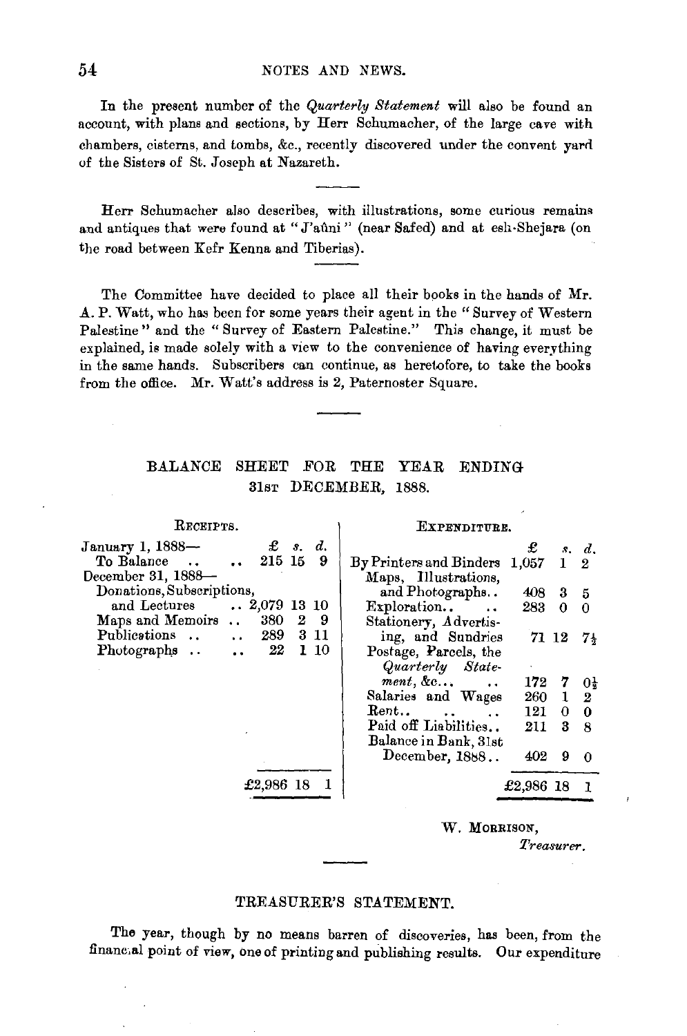In the present number of the *Quarterly Statement* will also be found an account, with plans and sections, by Herr Schumacher, of the large cave with chambers, cisterns, and tombs, &c., recently discovered under the convent yard of the Sisters of St. Joseph at Nazareth.

---

Herr Schumacher also describes, with illustrations, some curious remains and antiques that were found at "J'aûni" (near Safed) and at esh-Shejara (on the road between Kefr Kenna and Tiberias).

---

The Committee have decided to place all their books in the hands of Mr. A. P. Watt, who has been for some years their agent in the "Survey of Western Palestine" and the "Survey of Eastern Palestine." This change, it must be explained, is made solely with a view to the convenience of having everything in the same hands. Subscribers can continue, as heretofore, to take the books from the office. Mr. Watt's address is 2, Paternoster Square.

---

## BALANCE SHEET FOR THE YEAR ENDING 31st DECEMBER, 1888.

| RECEIPTS. | £ | s. | d. | EXPENDITURE. | £ | s. | d. |
|---|---|---|---|---|---|---|---|
| January 1, 1888— | | | | | | | |
| To Balance .. .. | 215 | 15 | 9 | By Printers and Binders | 1,057 | 1 | 2 |
| December 31, 1888— | | | | Maps, Illustrations, and Photographs.. | 408 | 3 | 5 |
| Donations, Subscriptions, and Lectures .. | 2,079 | 13 | 10 | Exploration.. .. | 283 | 0 | 0 |
| Maps and Memoirs .. | 380 | 2 | 9 | Stationery, Advertising, and Sundries | 71 | 12 | 7½ |
| Publications .. .. | 289 | 3 | 11 | Postage, Parcels, the *Quarterly Statement*, &c... .. | 172 | 7 | 0½ |
| Photographs .. .. | 22 | 1 | 10 | Salaries and Wages | 260 | 1 | 2 |
| | | | | Rent.. .. .. | 121 | 0 | 0 |
| | | | | Paid off Liabilities.. | 211 | 3 | 8 |
| | | | | Balance in Bank, 31st December, 1888.. | 402 | 9 | 0 |
| | £2,986 | 18 | 1 | | £2,986 | 18 | 1 |

W. MORRISON,
*Treasurer.*

---

## TREASURER'S STATEMENT.

The year, though by no means barren of discoveries, has been, from the financial point of view, one of printing and publishing results. Our expenditure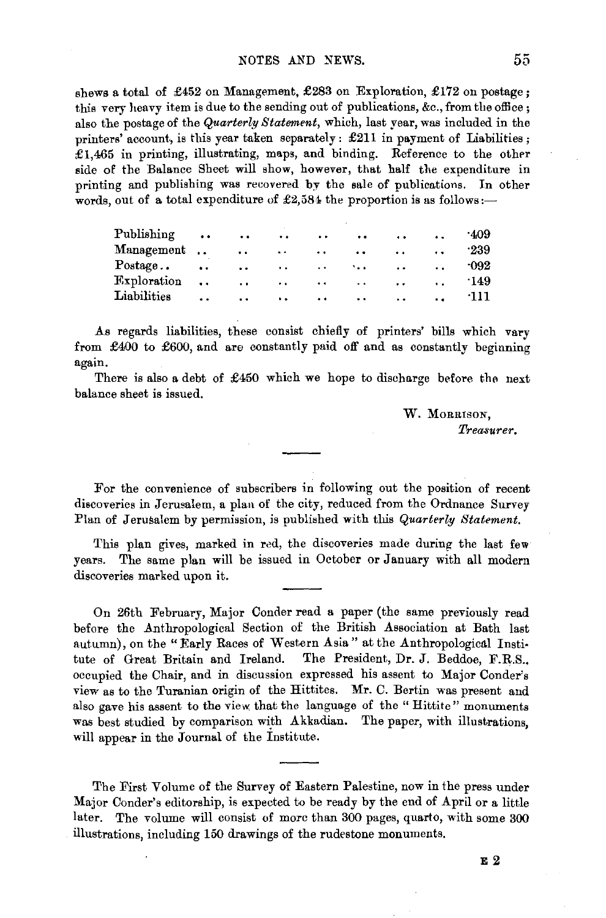shews a total of £452 on Management, £283 on Exploration, £172 on postage; this very heavy item is due to the sending out of publications, &c., from the office; also the postage of the *Quarterly Statement*, which, last year, was included in the printers' account, is this year taken separately: £211 in payment of Liabilities; £1,465 in printing, illustrating, maps, and binding. Reference to the other side of the Balance Sheet will show, however, that half the expenditure in printing and publishing was recovered by the sale of publications. In other words, out of a total expenditure of £2,584 the proportion is as follows:—

| | |
|---|---|
| Publishing .. .. .. .. .. .. .. | ·409 |
| Management .. .. .. .. .. .. .. | ·239 |
| Postage .. .. .. .. .. .. .. | ·092 |
| Exploration .. .. .. .. .. .. .. | ·149 |
| Liabilities .. .. .. .. .. .. .. | ·111 |

As regards liabilities, these consist chiefly of printers' bills which vary from £400 to £600, and are constantly paid off and as constantly beginning again.

There is also a debt of £450 which we hope to discharge before the next balance sheet is issued.

W. MORRISON,
*Treasurer.*

---

For the convenience of subscribers in following out the position of recent discoveries in Jerusalem, a plan of the city, reduced from the Ordnance Survey Plan of Jerusalem by permission, is published with this *Quarterly Statement.*

This plan gives, marked in red, the discoveries made during the last few years. The same plan will be issued in October or January with all modern discoveries marked upon it.

---

On 26th February, Major Conder read a paper (the same previously read before the Anthropological Section of the British Association at Bath last autumn), on the "Early Races of Western Asia" at the Anthropological Institute of Great Britain and Ireland. The President, Dr. J. Beddoe, F.R.S., occupied the Chair, and in discussion expressed his assent to Major Conder's view as to the Turanian origin of the Hittites. Mr. C. Bertin was present and also gave his assent to the view that the language of the "Hittite" monuments was best studied by comparison with Akkadian. The paper, with illustrations, will appear in the Journal of the Institute.

---

The First Volume of the Survey of Eastern Palestine, now in the press under Major Conder's editorship, is expected to be ready by the end of April or a little later. The volume will consist of more than 300 pages, quarto, with some 300 illustrations, including 150 drawings of the rudestone monuments.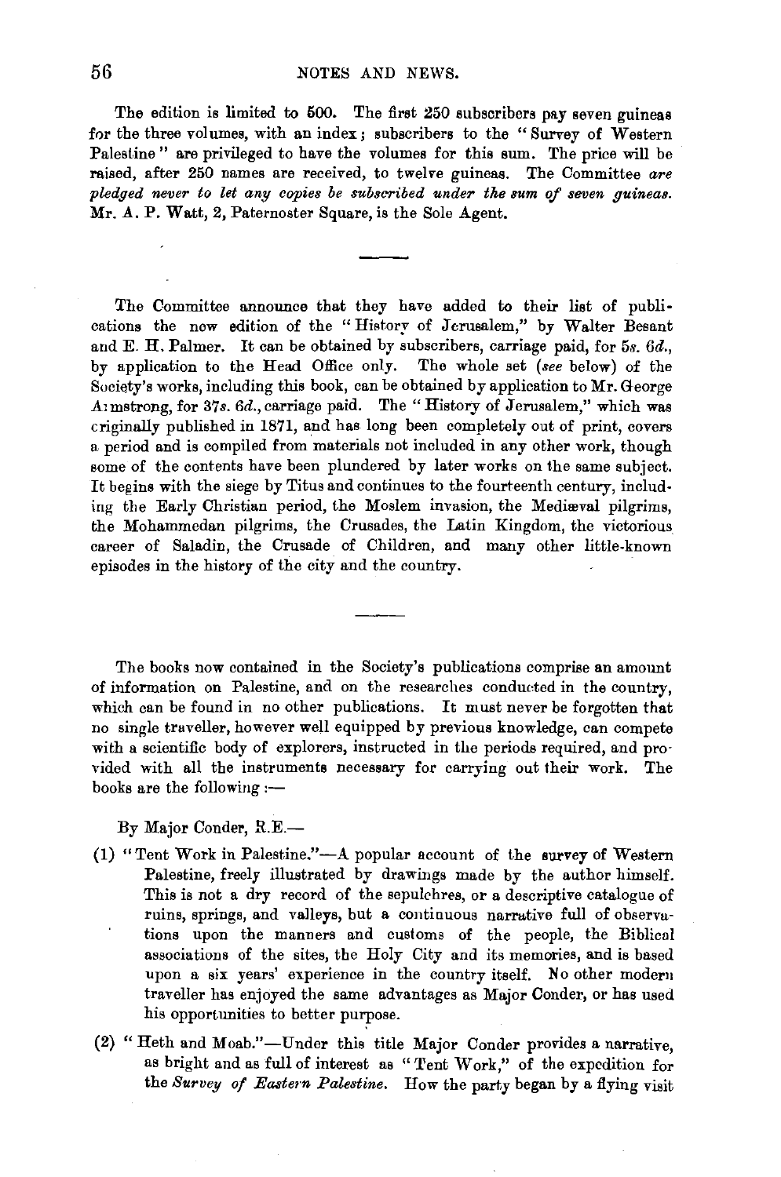The edition is limited to 500. The first 250 subscribers pay seven guineas for the three volumes, with an index; subscribers to the "Survey of Western Palestine" are privileged to have the volumes for this sum. The price will be raised, after 250 names are received, to twelve guineas. The Committee *are pledged never to let any copies be subscribed under the sum of seven guineas.* Mr. A. P. Watt, 2, Paternoster Square, is the Sole Agent.

---

The Committee announce that they have added to their list of publications the new edition of the "History of Jerusalem," by Walter Besant and E. H. Palmer. It can be obtained by subscribers, carriage paid, for 5*s.* 6*d.*, by application to the Head Office only. The whole set (*see* below) of the Society's works, including this book, can be obtained by application to Mr. George Armstrong, for 37*s.* 6*d.*, carriage paid. The "History of Jerusalem," which was originally published in 1871, and has long been completely out of print, covers a period and is compiled from materials not included in any other work, though some of the contents have been plundered by later works on the same subject. It begins with the siege by Titus and continues to the fourteenth century, including the Early Christian period, the Moslem invasion, the Mediæval pilgrims, the Mohammedan pilgrims, the Crusades, the Latin Kingdom, the victorious career of Saladin, the Crusade of Children, and many other little-known episodes in the history of the city and the country.

---

The books now contained in the Society's publications comprise an amount of information on Palestine, and on the researches conducted in the country, which can be found in no other publications. It must never be forgotten that no single traveller, however well equipped by previous knowledge, can compete with a scientific body of explorers, instructed in the periods required, and provided with all the instruments necessary for carrying out their work. The books are the following:—

By Major Conder, R.E.—

(1) "Tent Work in Palestine."—A popular account of the survey of Western Palestine, freely illustrated by drawings made by the author himself. This is not a dry record of the sepulchres, or a descriptive catalogue of ruins, springs, and valleys, but a continuous narrative full of observations upon the manners and customs of the people, the Biblical associations of the sites, the Holy City and its memories, and is based upon a six years' experience in the country itself. No other modern traveller has enjoyed the same advantages as Major Conder, or has used his opportunities to better purpose.

(2) "Heth and Moab."—Under this title Major Conder provides a narrative, as bright and as full of interest as "Tent Work," of the expedition for the *Survey of Eastern Palestine*. How the party began by a flying visit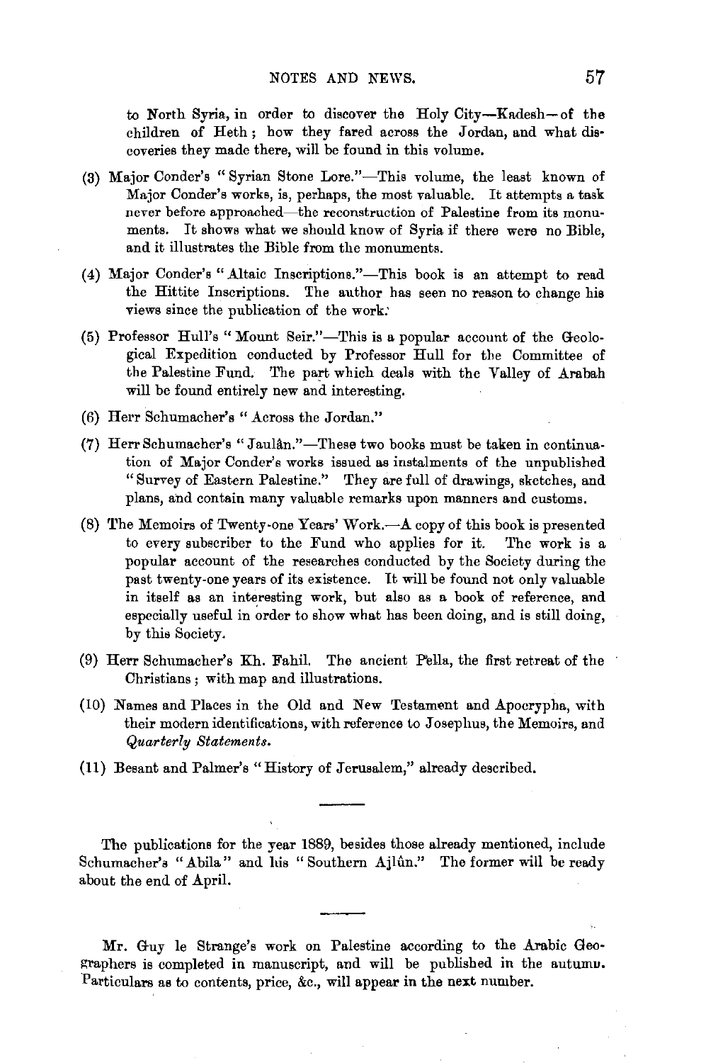to North Syria, in order to discover the Holy City—Kadesh—of the children of Heth; how they fared across the Jordan, and what discoveries they made there, will be found in this volume.

(3) Major Conder's "Syrian Stone Lore."—This volume, the least known of Major Conder's works, is, perhaps, the most valuable. It attempts a task never before approached—the reconstruction of Palestine from its monuments. It shows what we should know of Syria if there were no Bible, and it illustrates the Bible from the monuments.

(4) Major Conder's "Altaic Inscriptions."—This book is an attempt to read the Hittite Inscriptions. The author has seen no reason to change his views since the publication of the work.

(5) Professor Hull's "Mount Seir."—This is a popular account of the Geological Expedition conducted by Professor Hull for the Committee of the Palestine Fund. The part which deals with the Valley of Arabah will be found entirely new and interesting.

(6) Herr Schumacher's "Across the Jordan."

(7) Herr Schumacher's "Jaulân."—These two books must be taken in continuation of Major Conder's works issued as instalments of the unpublished "Survey of Eastern Palestine." They are full of drawings, sketches, and plans, and contain many valuable remarks upon manners and customs.

(8) The Memoirs of Twenty-one Years' Work.—A copy of this book is presented to every subscriber to the Fund who applies for it. The work is a popular account of the researches conducted by the Society during the past twenty-one years of its existence. It will be found not only valuable in itself as an interesting work, but also as a book of reference, and especially useful in order to show what has been doing, and is still doing, by this Society.

(9) Herr Schumacher's Kh. Fahil. The ancient Pella, the first retreat of the Christians; with map and illustrations.

(10) Names and Places in the Old and New Testament and Apocrypha, with their modern identifications, with reference to Josephus, the Memoirs, and *Quarterly Statements*.

(11) Besant and Palmer's "History of Jerusalem," already described.

---

The publications for the year 1889, besides those already mentioned, include Schumacher's "Abila" and his "Southern Ajlûn." The former will be ready about the end of April.

---

Mr. Guy le Strange's work on Palestine according to the Arabic Geographers is completed in manuscript, and will be published in the autumn. Particulars as to contents, price, &c., will appear in the next number.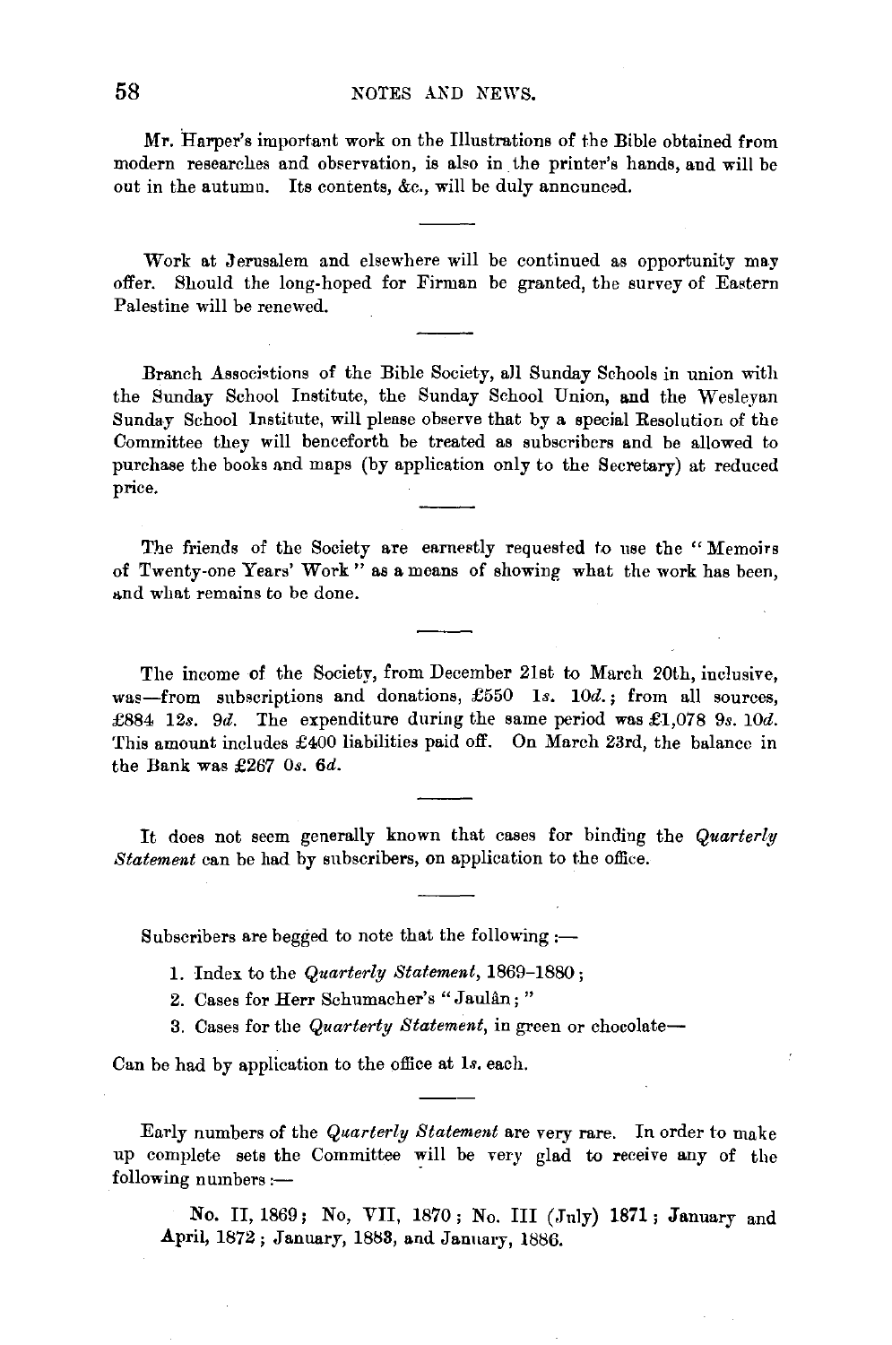Mr. Harper's important work on the Illustrations of the Bible obtained from modern researches and observation, is also in the printer's hands, and will be out in the autumn. Its contents, &c., will be duly announced.

---

Work at Jerusalem and elsewhere will be continued as opportunity may offer. Should the long-hoped for Firman be granted, the survey of Eastern Palestine will be renewed.

---

Branch Associations of the Bible Society, all Sunday Schools in union with the Sunday School Institute, the Sunday School Union, and the Wesleyan Sunday School Institute, will please observe that by a special Resolution of the Committee they will henceforth be treated as subscribers and be allowed to purchase the books and maps (by application only to the Secretary) at reduced price.

---

The friends of the Society are earnestly requested to use the "Memoirs of Twenty-one Years' Work" as a means of showing what the work has been, and what remains to be done.

---

The income of the Society, from December 21st to March 20th, inclusive, was—from subscriptions and donations, £550 1*s.* 10*d.*; from all sources, £884 12*s.* 9*d.* The expenditure during the same period was £1,078 9*s.* 10*d.* This amount includes £400 liabilities paid off. On March 23rd, the balance in the Bank was £267 0*s.* 6*d.*

---

It does not seem generally known that cases for binding the *Quarterly Statement* can be had by subscribers, on application to the office.

---

Subscribers are begged to note that the following :—

1. Index to the *Quarterly Statement*, 1869–1880;
2. Cases for Herr Schumacher's "Jaulân;"
3. Cases for the *Quarterty Statement*, in green or chocolate—

Can be had by application to the office at 1*s.* each.

---

Early numbers of the *Quarterly Statement* are very rare. In order to make up complete sets the Committee will be very glad to receive any of the following numbers :—

No. II, 1869; No, VII, 1870; No. III (July) 1871; January and April, 1872; January, 1883, and January, 1886.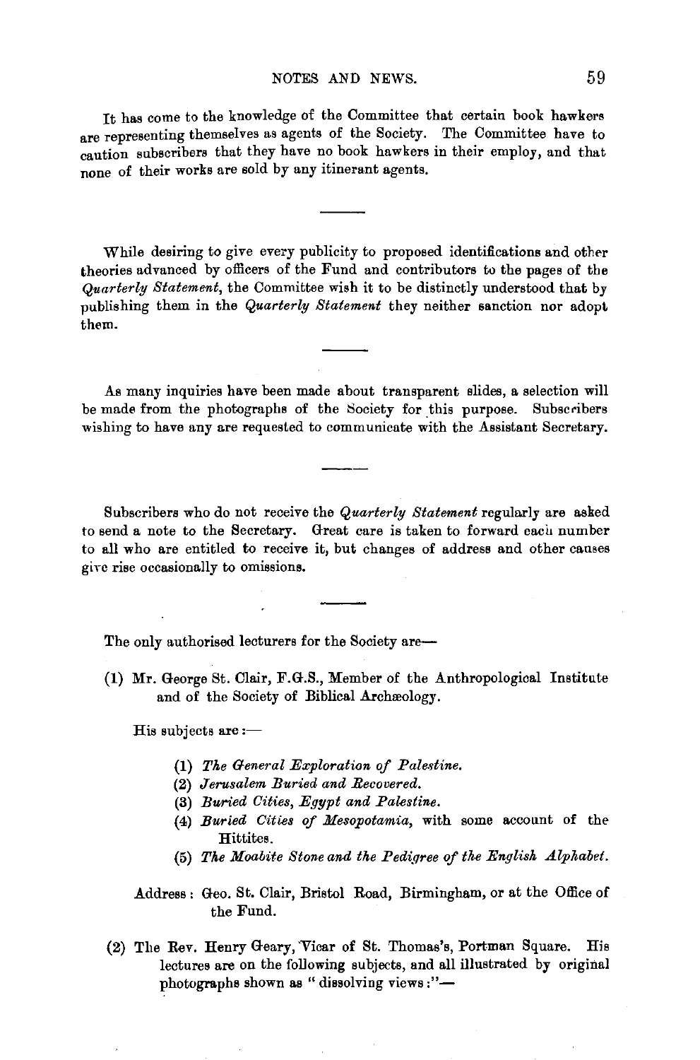It has come to the knowledge of the Committee that certain book hawkers are representing themselves as agents of the Society. The Committee have to caution subscribers that they have no book hawkers in their employ, and that none of their works are sold by any itinerant agents.

---

While desiring to give every publicity to proposed identifications and other theories advanced by officers of the Fund and contributors to the pages of the *Quarterly Statement*, the Committee wish it to be distinctly understood that by publishing them in the *Quarterly Statement* they neither sanction nor adopt them.

---

As many inquiries have been made about transparent slides, a selection will be made from the photographs of the Society for this purpose. Subscribers wishing to have any are requested to communicate with the Assistant Secretary.

---

Subscribers who do not receive the *Quarterly Statement* regularly are asked to send a note to the Secretary. Great care is taken to forward each number to all who are entitled to receive it, but changes of address and other causes give rise occasionally to omissions.

---

The only authorised lecturers for the Society are—

(1) Mr. George St. Clair, F.G.S., Member of the Anthropological Institute and of the Society of Biblical Archæology.

His subjects are:—

(1) *The General Exploration of Palestine.*
(2) *Jerusalem Buried and Recovered.*
(3) *Buried Cities, Egypt and Palestine.*
(4) *Buried Cities of Mesopotamia,* with some account of the Hittites.
(5) *The Moabite Stone and the Pedigree of the English Alphabet.*

Address: Geo. St. Clair, Bristol Road, Birmingham, or at the Office of the Fund.

(2) The Rev. Henry Geary, Vicar of St. Thomas's, Portman Square. His lectures are on the following subjects, and all illustrated by original photographs shown as "dissolving views:"—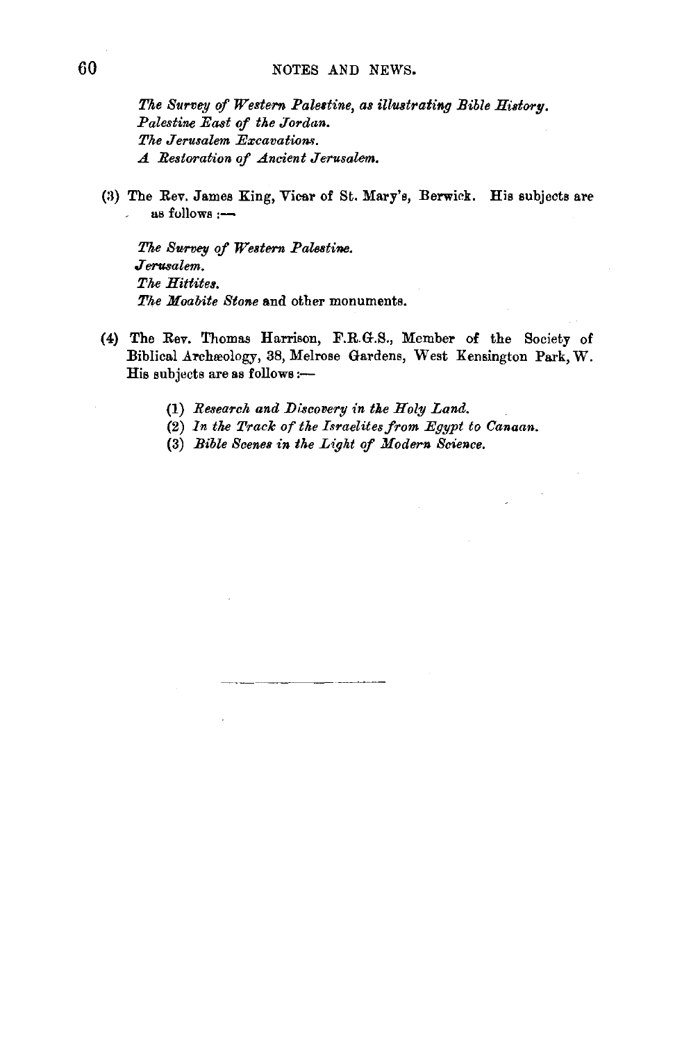*The Survey of Western Palestine, as illustrating Bible History.*
*Palestine East of the Jordan.*
*The Jerusalem Excavations.*
*A Restoration of Ancient Jerusalem.*

(3) The Rev. James King, Vicar of St. Mary's, Berwick. His subjects are as follows :—

*The Survey of Western Palestine.*
*Jerusalem.*
*The Hittites.*
*The Moabite Stone* and other monuments.

(4) The Rev. Thomas Harrison, F.R.G.S., Member of the Society of Biblical Archæology, 38, Melrose Gardens, West Kensington Park, W. His subjects are as follows :—

(1) *Research and Discovery in the Holy Land.*
(2) *In the Track of the Israelites from Egypt to Canaan.*
(3) *Bible Scenes in the Light of Modern Science.*

---